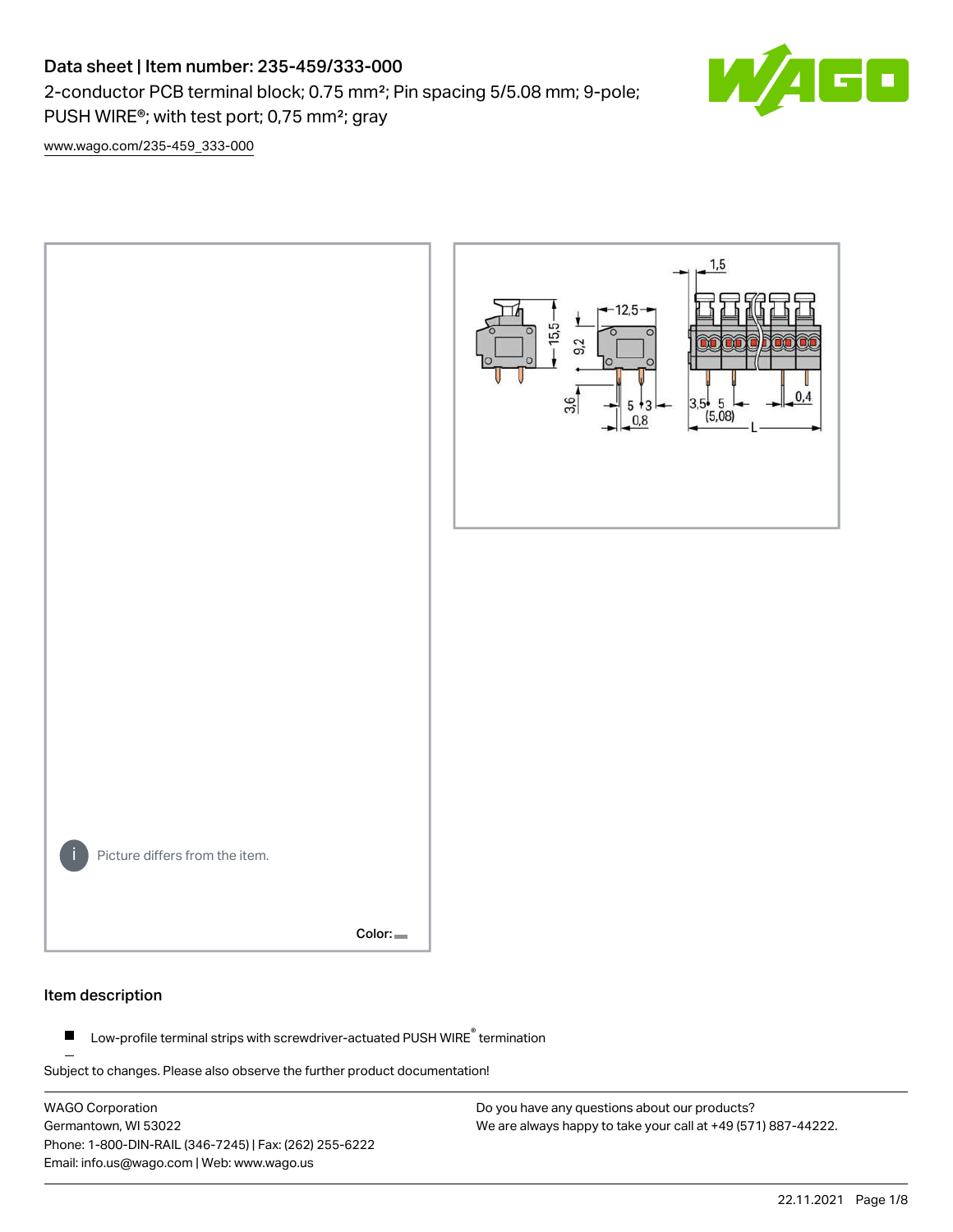# Data sheet | Item number: 235-459/333-000

2-conductor PCB terminal block; 0.75 mm²; Pin spacing 5/5.08 mm; 9-pole; PUSH WIRE®; with test port; 0,75 mm²; gray

www.wago.com/235-459_333-000

Picture differs from the item.

Color:

## Item description

- Low-profile terminal strips with screwdriver-actuated PUSH WIRE® termination

Subject to changes. Please also observe the further product documentation!

WAGO Corporation
Germantown, WI 53022
Phone: 1-800-DIN-RAIL (346-7245) | Fax: (262) 255-6222
Email: info.us@wago.com | Web: www.wago.us

Do you have any questions about our products?
We are always happy to take your call at +49 (571) 887-44222.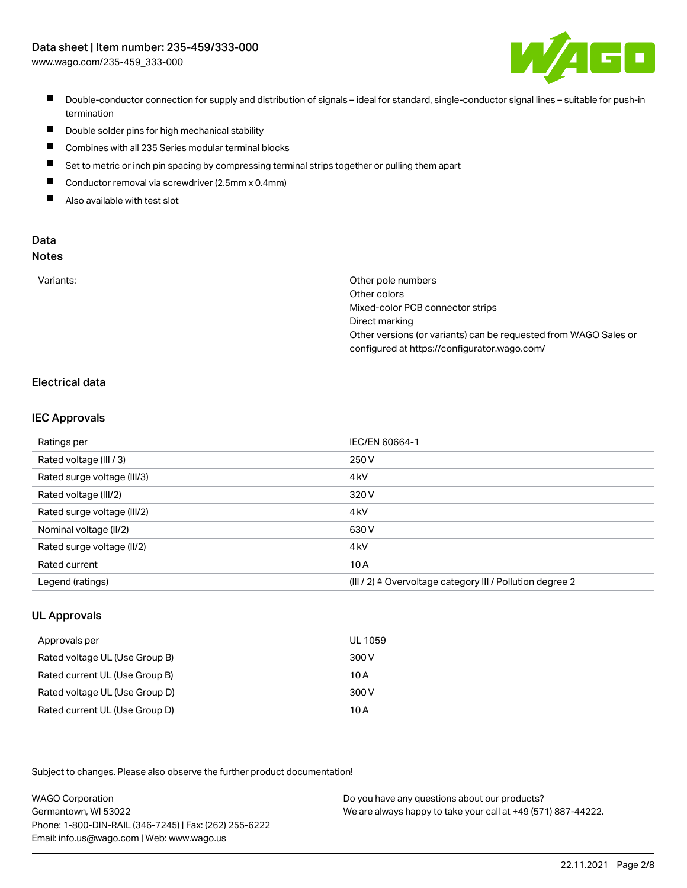- Double-conductor connection for supply and distribution of signals – ideal for standard, single-conductor signal lines – suitable for push-in termination
- Double solder pins for high mechanical stability
- Combines with all 235 Series modular terminal blocks
- Set to metric or inch pin spacing by compressing terminal strips together or pulling them apart
- Conductor removal via screwdriver (2.5mm x 0.4mm)
- Also available with test slot

## Data

### Notes

| | |
|---|---|
| Variants: | Other pole numbers<br>Other colors<br>Mixed-color PCB connector strips<br>Direct marking<br>Other versions (or variants) can be requested from WAGO Sales or configured at https://configurator.wago.com/ |

## Electrical data

### IEC Approvals

| | |
|---|---|
| Ratings per | IEC/EN 60664-1 |
| Rated voltage (III / 3) | 250 V |
| Rated surge voltage (III/3) | 4 kV |
| Rated voltage (III/2) | 320 V |
| Rated surge voltage (III/2) | 4 kV |
| Nominal voltage (II/2) | 630 V |
| Rated surge voltage (II/2) | 4 kV |
| Rated current | 10 A |
| Legend (ratings) | (III / 2) ≙ Overvoltage category III / Pollution degree 2 |

### UL Approvals

| | |
|---|---|
| Approvals per | UL 1059 |
| Rated voltage UL (Use Group B) | 300 V |
| Rated current UL (Use Group B) | 10 A |
| Rated voltage UL (Use Group D) | 300 V |
| Rated current UL (Use Group D) | 10 A |

Subject to changes. Please also observe the further product documentation!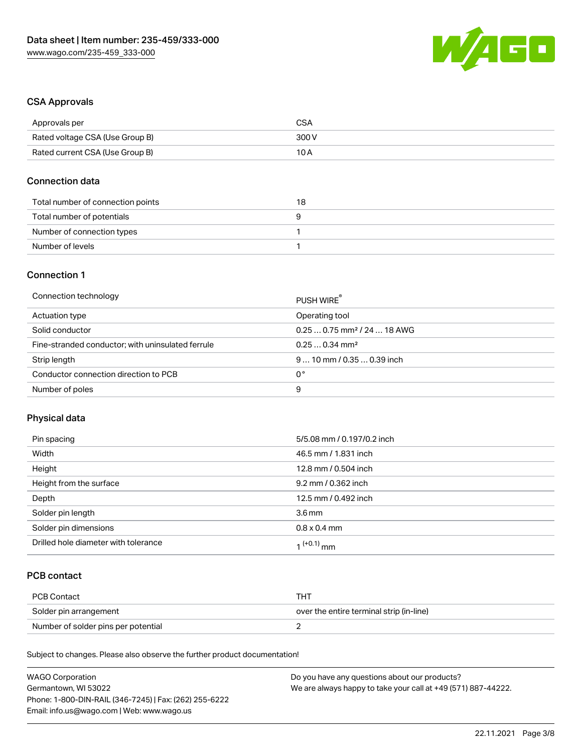## CSA Approvals

| Approvals per | CSA |
| --- | --- |
| Rated voltage CSA (Use Group B) | 300 V |
| Rated current CSA (Use Group B) | 10 A |

## Connection data

| Total number of connection points | 18 |
| --- | --- |
| Total number of potentials | 9 |
| Number of connection types | 1 |
| Number of levels | 1 |

## Connection 1

| Connection technology | PUSH WIRE® |
| --- | --- |
| Actuation type | Operating tool |
| Solid conductor | 0.25 … 0.75 mm² / 24 … 18 AWG |
| Fine-stranded conductor; with uninsulated ferrule | 0.25 … 0.34 mm² |
| Strip length | 9 … 10 mm / 0.35 … 0.39 inch |
| Conductor connection direction to PCB | 0 ° |
| Number of poles | 9 |

## Physical data

| Pin spacing | 5/5.08 mm / 0.197/0.2 inch |
| --- | --- |
| Width | 46.5 mm / 1.831 inch |
| Height | 12.8 mm / 0.504 inch |
| Height from the surface | 9.2 mm / 0.362 inch |
| Depth | 12.5 mm / 0.492 inch |
| Solder pin length | 3.6 mm |
| Solder pin dimensions | 0.8 x 0.4 mm |
| Drilled hole diameter with tolerance | $1^{(+0.1)}$ mm |

## PCB contact

| PCB Contact | THT |
| --- | --- |
| Solder pin arrangement | over the entire terminal strip (in-line) |
| Number of solder pins per potential | 2 |

Subject to changes. Please also observe the further product documentation!

WAGO Corporation
Germantown, WI 53022
Phone: 1-800-DIN-RAIL (346-7245) | Fax: (262) 255-6222
Email: info.us@wago.com | Web: www.wago.us

Do you have any questions about our products?
We are always happy to take your call at +49 (571) 887-44222.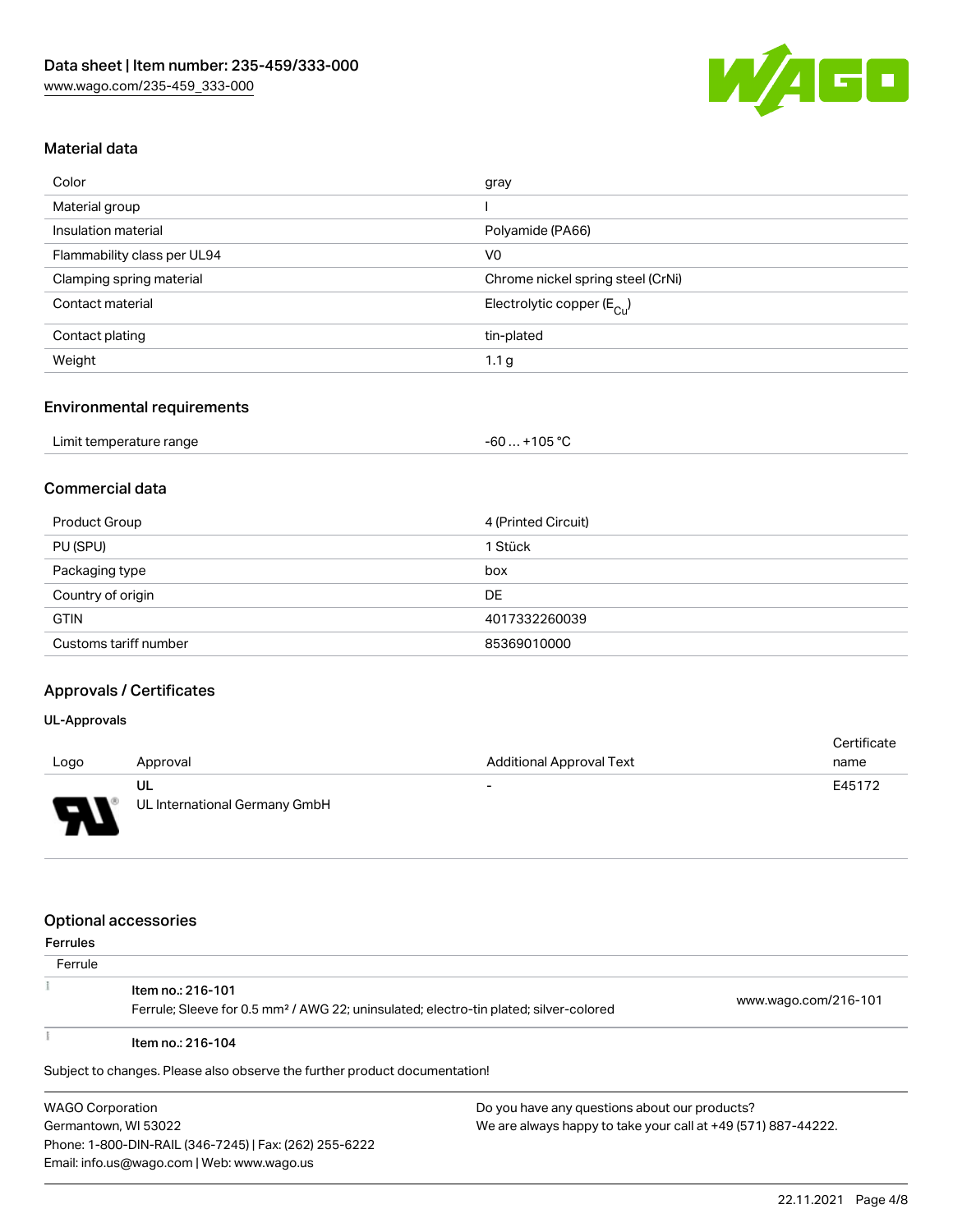## Material data

| | |
|---|---|
| Color | gray |
| Material group | I |
| Insulation material | Polyamide (PA66) |
| Flammability class per UL94 | V0 |
| Clamping spring material | Chrome nickel spring steel (CrNi) |
| Contact material | Electrolytic copper ($E_{Cu}$) |
| Contact plating | tin-plated |
| Weight | 1.1 g |

## Environmental requirements

| | |
|---|---|
| Limit temperature range | -60 … +105 °C |

## Commercial data

| | |
|---|---|
| Product Group | 4 (Printed Circuit) |
| PU (SPU) | 1 Stück |
| Packaging type | box |
| Country of origin | DE |
| GTIN | 4017332260039 |
| Customs tariff number | 85369010000 |

## Approvals / Certificates

### UL-Approvals

| Logo | Approval | Additional Approval Text | Certificate name |
|---|---|---|---|
| | **UL**<br>UL International Germany GmbH | - | E45172 |

## Optional accessories

### Ferrules

Ferrule

| | | |
|---|---|---|
| | **Item no.: 216-101**<br>Ferrule; Sleeve for 0.5 mm² / AWG 22; uninsulated; electro-tin plated; silver-colored | www.wago.com/216-101 |
| | **Item no.: 216-104** | |

Subject to changes. Please also observe the further product documentation!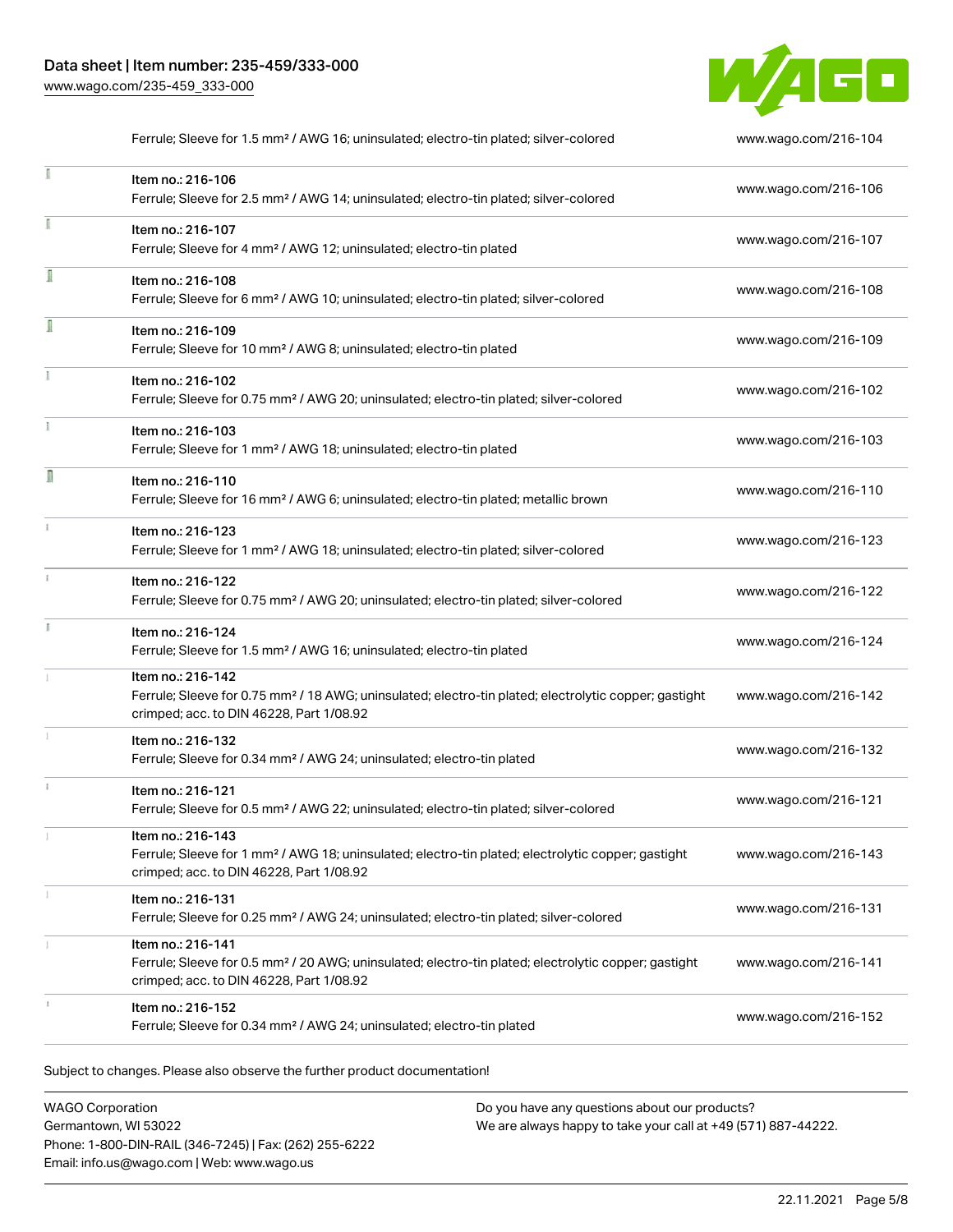| | | |
|---|---|---|
| | Ferrule; Sleeve for 1.5 mm² / AWG 16; uninsulated; electro-tin plated; silver-colored | www.wago.com/216-104 |
| | Item no.: 216-106<br>Ferrule; Sleeve for 2.5 mm² / AWG 14; uninsulated; electro-tin plated; silver-colored | www.wago.com/216-106 |
| | Item no.: 216-107<br>Ferrule; Sleeve for 4 mm² / AWG 12; uninsulated; electro-tin plated | www.wago.com/216-107 |
| | Item no.: 216-108<br>Ferrule; Sleeve for 6 mm² / AWG 10; uninsulated; electro-tin plated; silver-colored | www.wago.com/216-108 |
| | Item no.: 216-109<br>Ferrule; Sleeve for 10 mm² / AWG 8; uninsulated; electro-tin plated | www.wago.com/216-109 |
| | Item no.: 216-102<br>Ferrule; Sleeve for 0.75 mm² / AWG 20; uninsulated; electro-tin plated; silver-colored | www.wago.com/216-102 |
| | Item no.: 216-103<br>Ferrule; Sleeve for 1 mm² / AWG 18; uninsulated; electro-tin plated | www.wago.com/216-103 |
| | Item no.: 216-110<br>Ferrule; Sleeve for 16 mm² / AWG 6; uninsulated; electro-tin plated; metallic brown | www.wago.com/216-110 |
| | Item no.: 216-123<br>Ferrule; Sleeve for 1 mm² / AWG 18; uninsulated; electro-tin plated; silver-colored | www.wago.com/216-123 |
| | Item no.: 216-122<br>Ferrule; Sleeve for 0.75 mm² / AWG 20; uninsulated; electro-tin plated; silver-colored | www.wago.com/216-122 |
| | Item no.: 216-124<br>Ferrule; Sleeve for 1.5 mm² / AWG 16; uninsulated; electro-tin plated | www.wago.com/216-124 |
| | Item no.: 216-142<br>Ferrule; Sleeve for 0.75 mm² / 18 AWG; uninsulated; electro-tin plated; electrolytic copper; gastight crimped; acc. to DIN 46228, Part 1/08.92 | www.wago.com/216-142 |
| | Item no.: 216-132<br>Ferrule; Sleeve for 0.34 mm² / AWG 24; uninsulated; electro-tin plated | www.wago.com/216-132 |
| | Item no.: 216-121<br>Ferrule; Sleeve for 0.5 mm² / AWG 22; uninsulated; electro-tin plated; silver-colored | www.wago.com/216-121 |
| | Item no.: 216-143<br>Ferrule; Sleeve for 1 mm² / AWG 18; uninsulated; electro-tin plated; electrolytic copper; gastight crimped; acc. to DIN 46228, Part 1/08.92 | www.wago.com/216-143 |
| | Item no.: 216-131<br>Ferrule; Sleeve for 0.25 mm² / AWG 24; uninsulated; electro-tin plated; silver-colored | www.wago.com/216-131 |
| | Item no.: 216-141<br>Ferrule; Sleeve for 0.5 mm² / 20 AWG; uninsulated; electro-tin plated; electrolytic copper; gastight crimped; acc. to DIN 46228, Part 1/08.92 | www.wago.com/216-141 |
| | Item no.: 216-152<br>Ferrule; Sleeve for 0.34 mm² / AWG 24; uninsulated; electro-tin plated | www.wago.com/216-152 |

Subject to changes. Please also observe the further product documentation!

WAGO Corporation
Germantown, WI 53022
Phone: 1-800-DIN-RAIL (346-7245) | Fax: (262) 255-6222
Email: info.us@wago.com | Web: www.wago.us

Do you have any questions about our products?
We are always happy to take your call at +49 (571) 887-44222.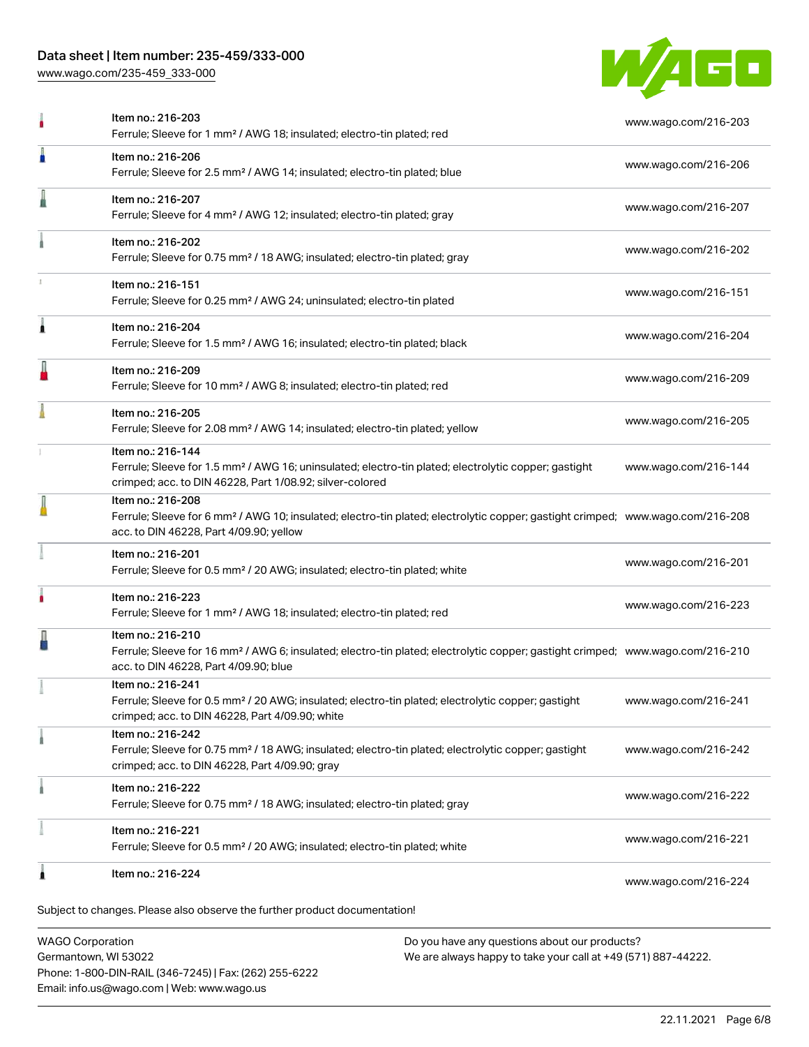| Item | Link |
| --- | --- |
| Item no.: 216-203<br>Ferrule; Sleeve for 1 mm² / AWG 18; insulated; electro-tin plated; red | www.wago.com/216-203 |
| Item no.: 216-206<br>Ferrule; Sleeve for 2.5 mm² / AWG 14; insulated; electro-tin plated; blue | www.wago.com/216-206 |
| Item no.: 216-207<br>Ferrule; Sleeve for 4 mm² / AWG 12; insulated; electro-tin plated; gray | www.wago.com/216-207 |
| Item no.: 216-202<br>Ferrule; Sleeve for 0.75 mm² / 18 AWG; insulated; electro-tin plated; gray | www.wago.com/216-202 |
| Item no.: 216-151<br>Ferrule; Sleeve for 0.25 mm² / AWG 24; uninsulated; electro-tin plated | www.wago.com/216-151 |
| Item no.: 216-204<br>Ferrule; Sleeve for 1.5 mm² / AWG 16; insulated; electro-tin plated; black | www.wago.com/216-204 |
| Item no.: 216-209<br>Ferrule; Sleeve for 10 mm² / AWG 8; insulated; electro-tin plated; red | www.wago.com/216-209 |
| Item no.: 216-205<br>Ferrule; Sleeve for 2.08 mm² / AWG 14; insulated; electro-tin plated; yellow | www.wago.com/216-205 |
| Item no.: 216-144<br>Ferrule; Sleeve for 1.5 mm² / AWG 16; uninsulated; electro-tin plated; electrolytic copper; gastight crimped; acc. to DIN 46228, Part 1/08.92; silver-colored | www.wago.com/216-144 |
| Item no.: 216-208<br>Ferrule; Sleeve for 6 mm² / AWG 10; insulated; electro-tin plated; electrolytic copper; gastight crimped; acc. to DIN 46228, Part 4/09.90; yellow | www.wago.com/216-208 |
| Item no.: 216-201<br>Ferrule; Sleeve for 0.5 mm² / 20 AWG; insulated; electro-tin plated; white | www.wago.com/216-201 |
| Item no.: 216-223<br>Ferrule; Sleeve for 1 mm² / AWG 18; insulated; electro-tin plated; red | www.wago.com/216-223 |
| Item no.: 216-210<br>Ferrule; Sleeve for 16 mm² / AWG 6; insulated; electro-tin plated; electrolytic copper; gastight crimped; acc. to DIN 46228, Part 4/09.90; blue | www.wago.com/216-210 |
| Item no.: 216-241<br>Ferrule; Sleeve for 0.5 mm² / 20 AWG; insulated; electro-tin plated; electrolytic copper; gastight crimped; acc. to DIN 46228, Part 4/09.90; white | www.wago.com/216-241 |
| Item no.: 216-242<br>Ferrule; Sleeve for 0.75 mm² / 18 AWG; insulated; electro-tin plated; electrolytic copper; gastight crimped; acc. to DIN 46228, Part 4/09.90; gray | www.wago.com/216-242 |
| Item no.: 216-222<br>Ferrule; Sleeve for 0.75 mm² / 18 AWG; insulated; electro-tin plated; gray | www.wago.com/216-222 |
| Item no.: 216-221<br>Ferrule; Sleeve for 0.5 mm² / 20 AWG; insulated; electro-tin plated; white | www.wago.com/216-221 |
| Item no.: 216-224 | www.wago.com/216-224 |

Subject to changes. Please also observe the further product documentation!

WAGO Corporation
Germantown, WI 53022
Phone: 1-800-DIN-RAIL (346-7245) | Fax: (262) 255-6222
Email: info.us@wago.com | Web: www.wago.us

Do you have any questions about our products?
We are always happy to take your call at +49 (571) 887-44222.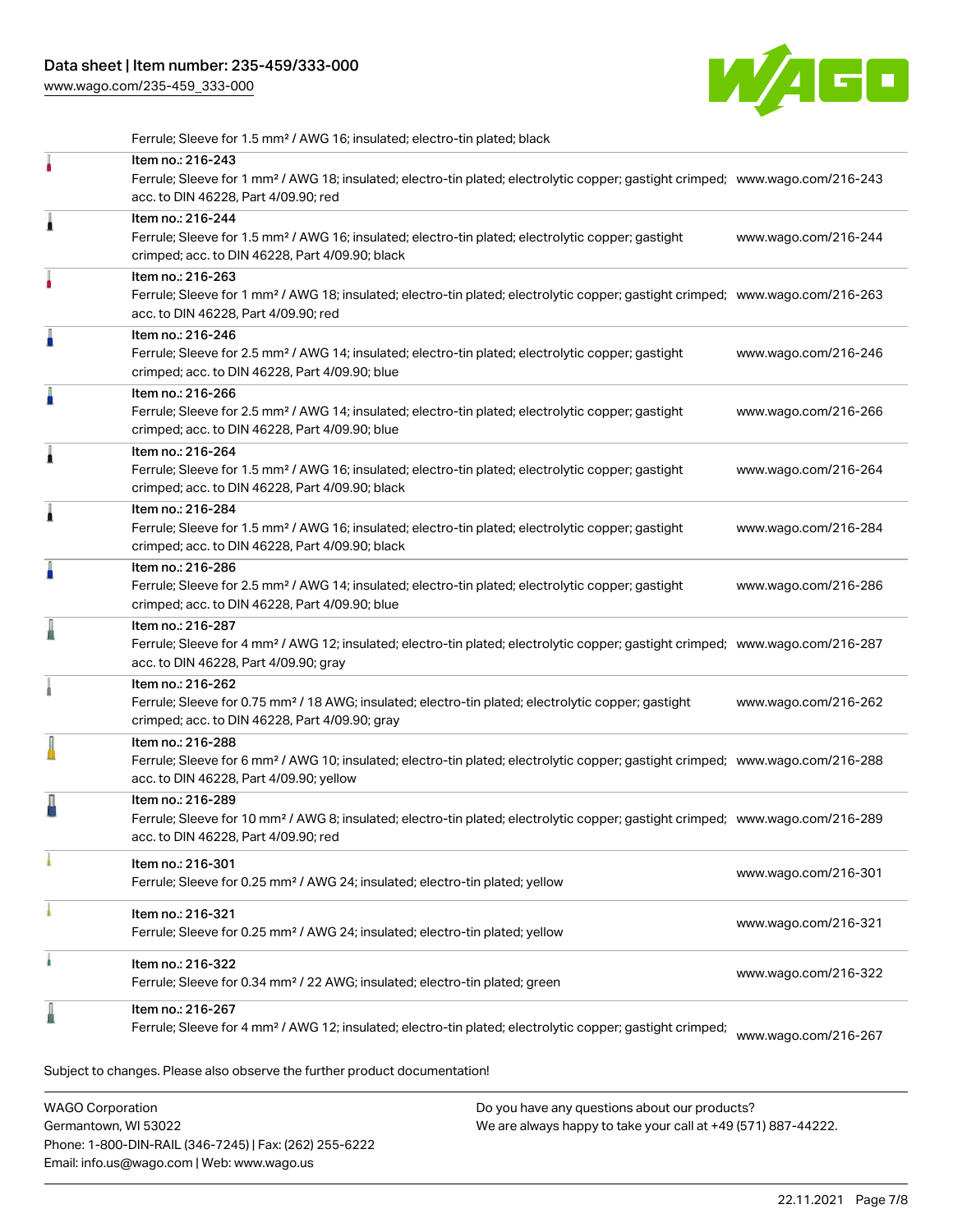Ferrule; Sleeve for 1.5 mm² / AWG 16; insulated; electro-tin plated; black

| Item | Link |
| --- | --- |
| Item no.: 216-243<br>Ferrule; Sleeve for 1 mm² / AWG 18; insulated; electro-tin plated; electrolytic copper; gastight crimped; acc. to DIN 46228, Part 4/09.90; red | www.wago.com/216-243 |
| Item no.: 216-244<br>Ferrule; Sleeve for 1.5 mm² / AWG 16; insulated; electro-tin plated; electrolytic copper; gastight crimped; acc. to DIN 46228, Part 4/09.90; black | www.wago.com/216-244 |
| Item no.: 216-263<br>Ferrule; Sleeve for 1 mm² / AWG 18; insulated; electro-tin plated; electrolytic copper; gastight crimped; acc. to DIN 46228, Part 4/09.90; red | www.wago.com/216-263 |
| Item no.: 216-246<br>Ferrule; Sleeve for 2.5 mm² / AWG 14; insulated; electro-tin plated; electrolytic copper; gastight crimped; acc. to DIN 46228, Part 4/09.90; blue | www.wago.com/216-246 |
| Item no.: 216-266<br>Ferrule; Sleeve for 2.5 mm² / AWG 14; insulated; electro-tin plated; electrolytic copper; gastight crimped; acc. to DIN 46228, Part 4/09.90; blue | www.wago.com/216-266 |
| Item no.: 216-264<br>Ferrule; Sleeve for 1.5 mm² / AWG 16; insulated; electro-tin plated; electrolytic copper; gastight crimped; acc. to DIN 46228, Part 4/09.90; black | www.wago.com/216-264 |
| Item no.: 216-284<br>Ferrule; Sleeve for 1.5 mm² / AWG 16; insulated; electro-tin plated; electrolytic copper; gastight crimped; acc. to DIN 46228, Part 4/09.90; black | www.wago.com/216-284 |
| Item no.: 216-286<br>Ferrule; Sleeve for 2.5 mm² / AWG 14; insulated; electro-tin plated; electrolytic copper; gastight crimped; acc. to DIN 46228, Part 4/09.90; blue | www.wago.com/216-286 |
| Item no.: 216-287<br>Ferrule; Sleeve for 4 mm² / AWG 12; insulated; electro-tin plated; electrolytic copper; gastight crimped; acc. to DIN 46228, Part 4/09.90; gray | www.wago.com/216-287 |
| Item no.: 216-262<br>Ferrule; Sleeve for 0.75 mm² / 18 AWG; insulated; electro-tin plated; electrolytic copper; gastight crimped; acc. to DIN 46228, Part 4/09.90; gray | www.wago.com/216-262 |
| Item no.: 216-288<br>Ferrule; Sleeve for 6 mm² / AWG 10; insulated; electro-tin plated; electrolytic copper; gastight crimped; acc. to DIN 46228, Part 4/09.90; yellow | www.wago.com/216-288 |
| Item no.: 216-289<br>Ferrule; Sleeve for 10 mm² / AWG 8; insulated; electro-tin plated; electrolytic copper; gastight crimped; acc. to DIN 46228, Part 4/09.90; red | www.wago.com/216-289 |
| Item no.: 216-301<br>Ferrule; Sleeve for 0.25 mm² / AWG 24; insulated; electro-tin plated; yellow | www.wago.com/216-301 |
| Item no.: 216-321<br>Ferrule; Sleeve for 0.25 mm² / AWG 24; insulated; electro-tin plated; yellow | www.wago.com/216-321 |
| Item no.: 216-322<br>Ferrule; Sleeve for 0.34 mm² / 22 AWG; insulated; electro-tin plated; green | www.wago.com/216-322 |
| Item no.: 216-267<br>Ferrule; Sleeve for 4 mm² / AWG 12; insulated; electro-tin plated; electrolytic copper; gastight crimped; | www.wago.com/216-267 |

Subject to changes. Please also observe the further product documentation!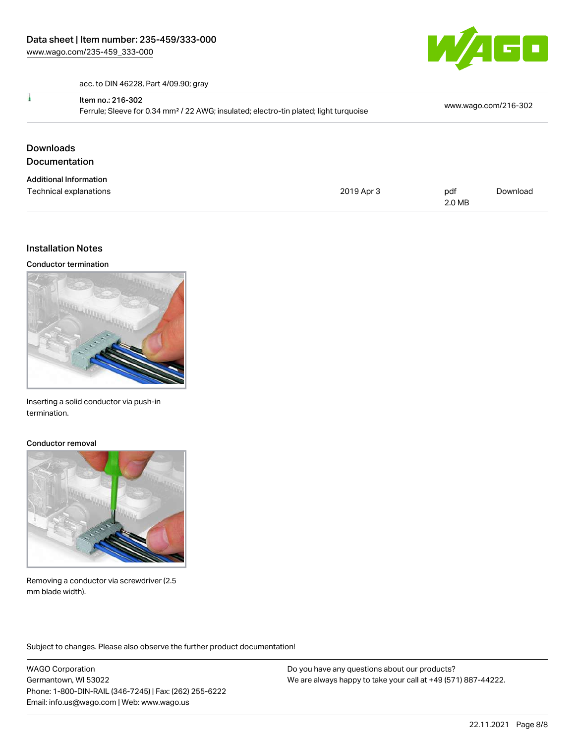acc. to DIN 46228, Part 4/09.90; gray

| | | |
|---|---|---|
| | Item no.: 216-302<br>Ferrule; Sleeve for 0.34 mm² / 22 AWG; insulated; electro-tin plated; light turquoise | www.wago.com/216-302 |

## Downloads

## Documentation

### Additional Information

| | | | |
|---|---|---|---|
| Technical explanations | 2019 Apr 3 | pdf<br>2.0 MB | Download |

## Installation Notes

### Conductor termination

Inserting a solid conductor via push-in termination.

### Conductor removal

Removing a conductor via screwdriver (2.5 mm blade width).

Subject to changes. Please also observe the further product documentation!

WAGO Corporation
Germantown, WI 53022
Phone: 1-800-DIN-RAIL (346-7245) | Fax: (262) 255-6222
Email: info.us@wago.com | Web: www.wago.us

Do you have any questions about our products?
We are always happy to take your call at +49 (571) 887-44222.